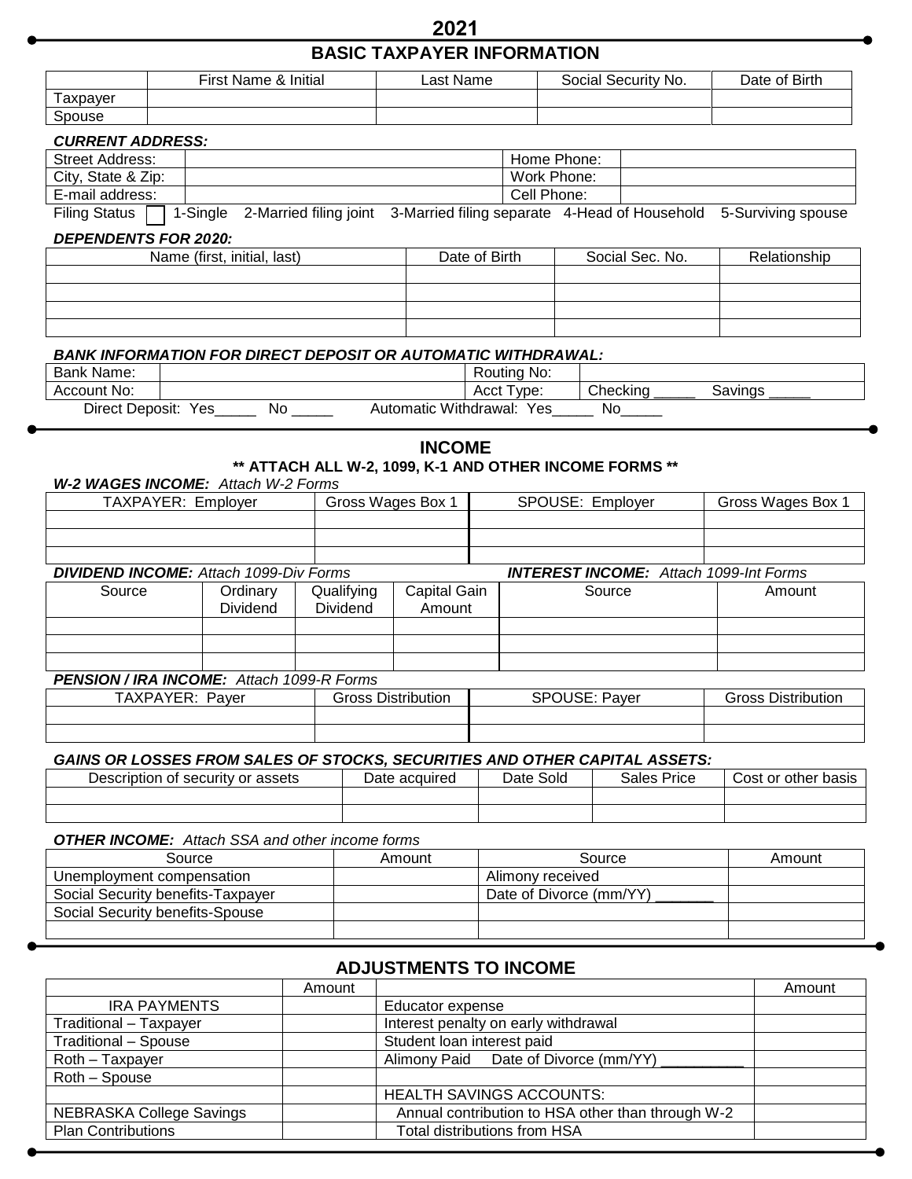# 2021

## BASIC TAXPAYER INFORMATION

| | First Name & Initial | Last Name | Social Security No. | Date of Birth |
|---|---|---|---|---|
| Taxpayer | | | | |
| Spouse | | | | |

***CURRENT ADDRESS:***

| | | | |
|---|---|---|---|
| Street Address: | | Home Phone: | |
| City, State & Zip: | | Work Phone: | |
| E-mail address: | | Cell Phone: | |

Filing Status ☐ 1-Single 2-Married filing joint 3-Married filing separate 4-Head of Household 5-Surviving spouse

***DEPENDENTS FOR 2020:***

| Name (first, initial, last) | Date of Birth | Social Sec. No. | Relationship |
|---|---|---|---|
| | | | |
| | | | |
| | | | |
| | | | |

***BANK INFORMATION FOR DIRECT DEPOSIT OR AUTOMATIC WITHDRAWAL:***

| | | | |
|---|---|---|---|
| Bank Name: | | Routing No: | |
| Account No: | | Acct Type: | Checking _____ Savings _____ |

Direct Deposit: Yes_____ No _____ Automatic Withdrawal: Yes_____ No_____

## INCOME

**\*\* ATTACH ALL W-2, 1099, K-1 AND OTHER INCOME FORMS \*\***

***W-2 WAGES INCOME:*** *Attach W-2 Forms*

| TAXPAYER: Employer | Gross Wages Box 1 | SPOUSE: Employer | Gross Wages Box 1 |
|---|---|---|---|
| | | | |
| | | | |
| | | | |

***DIVIDEND INCOME:*** *Attach 1099-Div Forms*

| Source | Ordinary Dividend | Qualifying Dividend | Capital Gain Amount |
|---|---|---|---|
| | | | |
| | | | |
| | | | |

***INTEREST INCOME:*** *Attach 1099-Int Forms*

| Source | Amount |
|---|---|
| | |
| | |
| | |

***PENSION / IRA INCOME:*** *Attach 1099-R Forms*

| TAXPAYER: Payer | Gross Distribution | SPOUSE: Payer | Gross Distribution |
|---|---|---|---|
| | | | |
| | | | |

***GAINS OR LOSSES FROM SALES OF STOCKS, SECURITIES AND OTHER CAPITAL ASSETS:***

| Description of security or assets | Date acquired | Date Sold | Sales Price | Cost or other basis |
|---|---|---|---|---|
| | | | | |
| | | | | |

***OTHER INCOME:*** *Attach SSA and other income forms*

| Source | Amount | Source | Amount |
|---|---|---|---|
| Unemployment compensation | | Alimony received | |
| Social Security benefits-Taxpayer | | Date of Divorce (mm/YY) _______ | |
| Social Security benefits-Spouse | | | |
| | | | |

## ADJUSTMENTS TO INCOME

| | Amount | | Amount |
|---|---|---|---|
| IRA PAYMENTS | | Educator expense | |
| Traditional – Taxpayer | | Interest penalty on early withdrawal | |
| Traditional – Spouse | | Student loan interest paid | |
| Roth – Taxpayer | | Alimony Paid Date of Divorce (mm/YY) __________ | |
| Roth – Spouse | | | |
| | | HEALTH SAVINGS ACCOUNTS: | |
| NEBRASKA College Savings | | Annual contribution to HSA other than through W-2 | |
| Plan Contributions | | Total distributions from HSA | |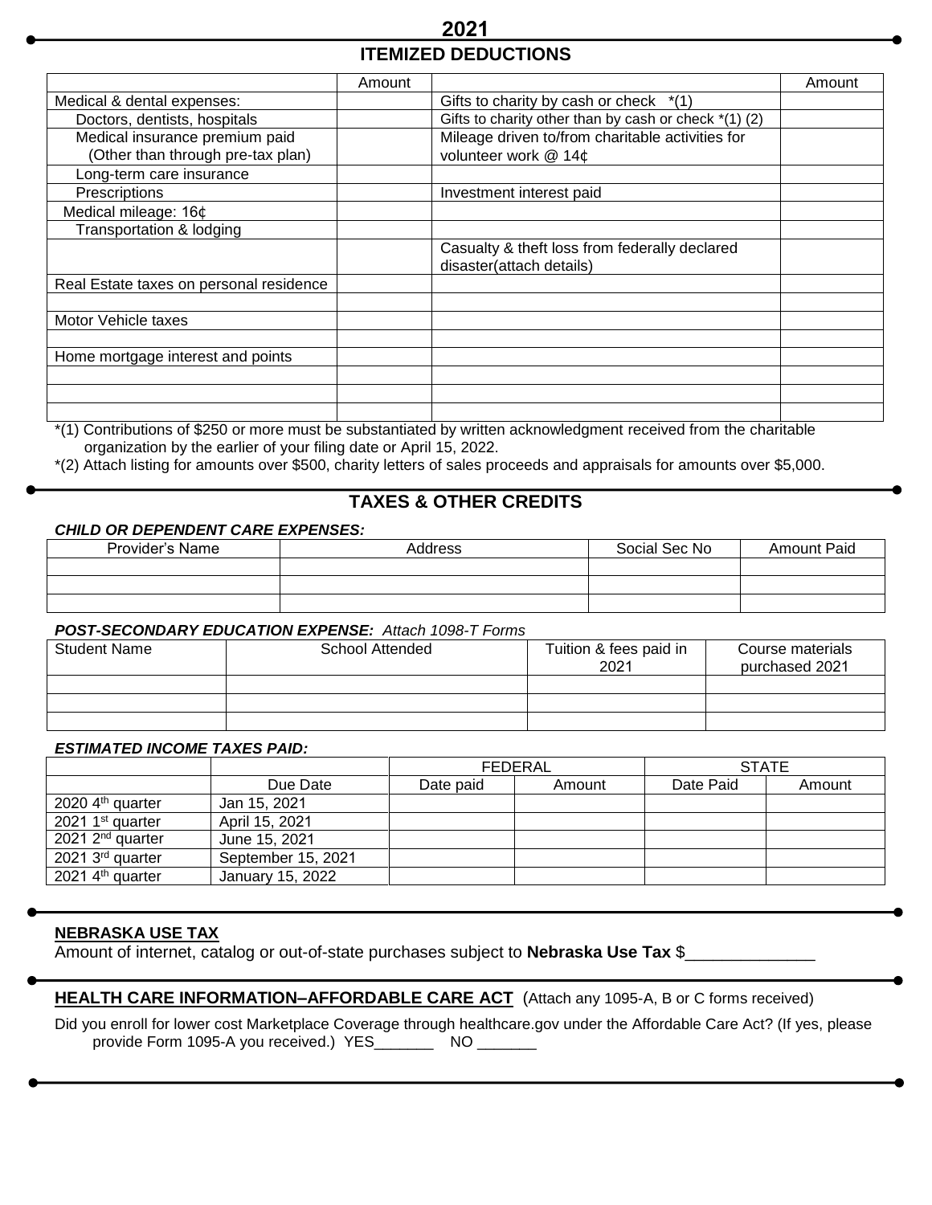# 2021

## ITEMIZED DEDUCTIONS

| | Amount | | Amount |
|---|---|---|---|
| Medical & dental expenses: | | Gifts to charity by cash or check *(1) | |
| Doctors, dentists, hospitals | | Gifts to charity other than by cash or check *(1) (2) | |
| Medical insurance premium paid (Other than through pre-tax plan) | | Mileage driven to/from charitable activities for volunteer work @ 14¢ | |
| Long-term care insurance | | | |
| Prescriptions | | Investment interest paid | |
| Medical mileage: 16¢ | | | |
| Transportation & lodging | | | |
| | | Casualty & theft loss from federally declared disaster(attach details) | |
| Real Estate taxes on personal residence | | | |
| | | | |
| Motor Vehicle taxes | | | |
| | | | |
| Home mortgage interest and points | | | |
| | | | |
| | | | |
| | | | |

*(1) Contributions of $250 or more must be substantiated by written acknowledgment received from the charitable organization by the earlier of your filing date or April 15, 2022.

*(2) Attach listing for amounts over $500, charity letters of sales proceeds and appraisals for amounts over $5,000.

## TAXES & OTHER CREDITS

***CHILD OR DEPENDENT CARE EXPENSES:***

| Provider's Name | Address | Social Sec No | Amount Paid |
|---|---|---|---|
| | | | |
| | | | |
| | | | |

***POST-SECONDARY EDUCATION EXPENSE:*** *Attach 1098-T Forms*

| Student Name | School Attended | Tuition & fees paid in 2021 | Course materials purchased 2021 |
|---|---|---|---|
| | | | |
| | | | |
| | | | |

***ESTIMATED INCOME TAXES PAID:***

| | | FEDERAL | | STATE | |
|---|---|---|---|---|---|
| | Due Date | Date paid | Amount | Date Paid | Amount |
| 2020 4th quarter | Jan 15, 2021 | | | | |
| 2021 1st quarter | April 15, 2021 | | | | |
| 2021 2nd quarter | June 15, 2021 | | | | |
| 2021 3rd quarter | September 15, 2021 | | | | |
| 2021 4th quarter | January 15, 2022 | | | | |

**NEBRASKA USE TAX**

Amount of internet, catalog or out-of-state purchases subject to **Nebraska Use Tax** $______________

**HEALTH CARE INFORMATION–AFFORDABLE CARE ACT** (Attach any 1095-A, B or C forms received)

Did you enroll for lower cost Marketplace Coverage through healthcare.gov under the Affordable Care Act? (If yes, please provide Form 1095-A you received.) YES_______ NO _______